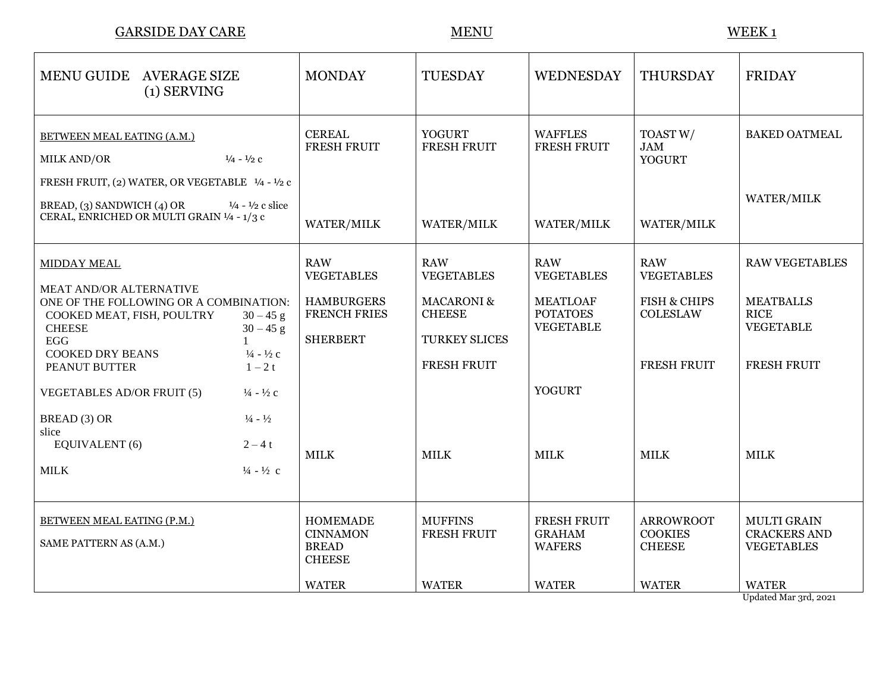GARSIDE DAY CARE MENU WEEK 1

| MENU GUIDE AVERAGE SIZE (1) SERVING | MONDAY | TUESDAY | WEDNESDAY | THURSDAY | FRIDAY |
|---|---|---|---|---|---|
| BETWEEN MEAL EATING (A.M.)<br><br>MILK AND/OR ¼ - ½ c<br><br>FRESH FRUIT, (2) WATER, OR VEGETABLE ¼ - ½ c<br><br>BREAD, (3) SANDWICH (4) OR ¼ - ½ c slice<br>CERAL, ENRICHED OR MULTI GRAIN ¼ - 1/3 c | CEREAL<br>FRESH FRUIT<br><br>WATER/MILK | YOGURT<br>FRESH FRUIT<br><br>WATER/MILK | WAFFLES<br>FRESH FRUIT<br><br>WATER/MILK | TOAST W/ JAM<br>YOGURT<br><br>WATER/MILK | BAKED OATMEAL<br><br>WATER/MILK |
| MIDDAY MEAL<br><br>MEAT AND/OR ALTERNATIVE<br>ONE OF THE FOLLOWING OR A COMBINATION:<br>COOKED MEAT, FISH, POULTRY 30 – 45 g<br>CHEESE 30 – 45 g<br>EGG 1<br>COOKED DRY BEANS ¼ - ½ c<br>PEANUT BUTTER 1 – 2 t<br><br>VEGETABLES AD/OR FRUIT (5) ¼ - ½ c<br><br>BREAD (3) OR ¼ - ½ slice<br>EQUIVALENT (6) 2 – 4 t<br><br>MILK ¼ - ½ c | RAW VEGETABLES<br><br>HAMBURGERS<br>FRENCH FRIES<br><br>SHERBERT<br><br>MILK | RAW VEGETABLES<br><br>MACARONI & CHEESE<br><br>TURKEY SLICES<br><br>FRESH FRUIT<br><br>MILK | RAW VEGETABLES<br><br>MEATLOAF<br>POTATOES<br>VEGETABLE<br><br>YOGURT<br><br>MILK | RAW VEGETABLES<br><br>FISH & CHIPS<br>COLESLAW<br><br>FRESH FRUIT<br><br>MILK | RAW VEGETABLES<br><br>MEATBALLS<br>RICE<br>VEGETABLE<br><br>FRESH FRUIT<br><br>MILK |
| BETWEEN MEAL EATING (P.M.)<br><br>SAME PATTERN AS (A.M.) | HOMEMADE CINNAMON BREAD<br>CHEESE<br><br>WATER | MUFFINS<br>FRESH FRUIT<br><br>WATER | FRESH FRUIT<br>GRAHAM WAFERS<br><br>WATER | ARROWROOT COOKIES<br>CHEESE<br><br>WATER | MULTI GRAIN CRACKERS AND VEGETABLES<br><br>WATER |

Updated Mar 3rd, 2021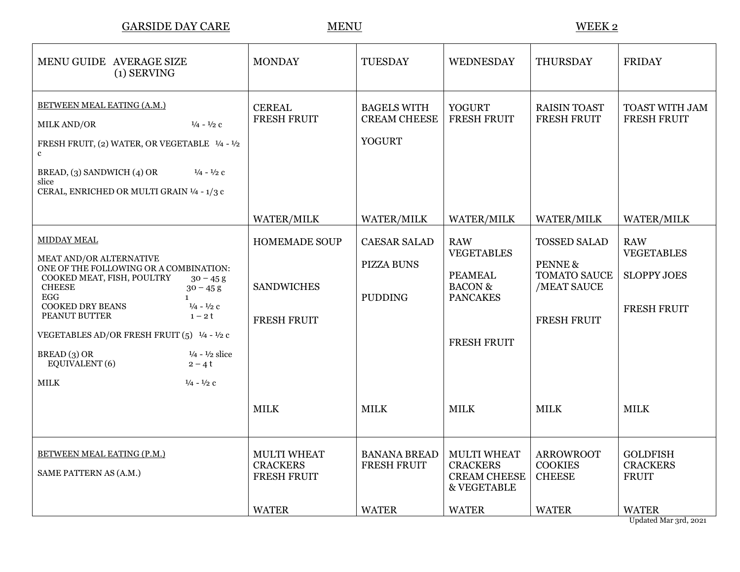GARSIDE DAY CARE MENU WEEK 2

| MENU GUIDE AVERAGE SIZE (1) SERVING | MONDAY | TUESDAY | WEDNESDAY | THURSDAY | FRIDAY |
|---|---|---|---|---|---|
| BETWEEN MEAL EATING (A.M.)<br><br>MILK AND/OR ¼ - ½ c<br><br>FRESH FRUIT, (2) WATER, OR VEGETABLE ¼ - ½ c<br><br>BREAD, (3) SANDWICH (4) OR ¼ - ½ c slice<br>CERAL, ENRICHED OR MULTI GRAIN ¼ - 1/3 c | CEREAL<br>FRESH FRUIT<br><br>WATER/MILK | BAGELS WITH CREAM CHEESE<br><br>YOGURT<br><br>WATER/MILK | YOGURT<br>FRESH FRUIT<br><br>WATER/MILK | RAISIN TOAST<br>FRESH FRUIT<br><br>WATER/MILK | TOAST WITH JAM<br>FRESH FRUIT<br><br>WATER/MILK |
| MIDDAY MEAL<br><br>MEAT AND/OR ALTERNATIVE<br>ONE OF THE FOLLOWING OR A COMBINATION:<br>COOKED MEAT, FISH, POULTRY 30 – 45 g<br>CHEESE 30 – 45 g<br>EGG 1<br>COOKED DRY BEANS ¼ - ½ c<br>PEANUT BUTTER 1 – 2 t<br><br>VEGETABLES AD/OR FRESH FRUIT (5) ¼ - ½ c<br><br>BREAD (3) OR ¼ - ½ slice<br>EQUIVALENT (6) 2 – 4 t<br><br>MILK ¼ - ½ c | HOMEMADE SOUP<br><br>SANDWICHES<br><br>FRESH FRUIT<br><br>MILK | CAESAR SALAD<br><br>PIZZA BUNS<br><br>PUDDING<br><br>MILK | RAW VEGETABLES<br><br>PEAMEAL BACON & PANCAKES<br><br>FRESH FRUIT<br><br>MILK | TOSSED SALAD<br><br>PENNE & TOMATO SAUCE /MEAT SAUCE<br><br>FRESH FRUIT<br><br>MILK | RAW VEGETABLES<br><br>SLOPPY JOES<br><br>FRESH FRUIT<br><br>MILK |
| BETWEEN MEAL EATING (P.M.)<br><br>SAME PATTERN AS (A.M.) | MULTI WHEAT CRACKERS<br>FRESH FRUIT<br><br>WATER | BANANA BREAD<br>FRESH FRUIT<br><br>WATER | MULTI WHEAT CRACKERS<br>CREAM CHEESE & VEGETABLE<br><br>WATER | ARROWROOT COOKIES<br>CHEESE<br><br>WATER | GOLDFISH CRACKERS<br>FRUIT<br><br>WATER |

Updated Mar 3rd, 2021